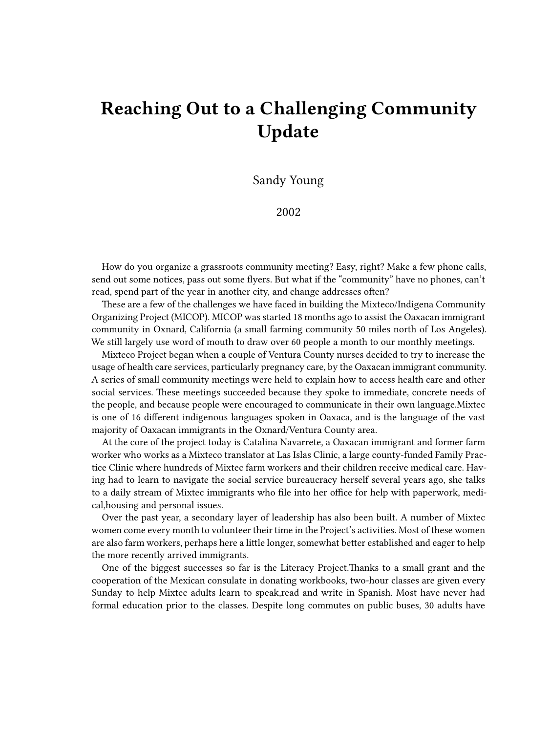# Reaching Out to a Challenging Community Update

Sandy Young

2002

How do you organize a grassroots community meeting? Easy, right? Make a few phone calls, send out some notices, pass out some flyers. But what if the "community" have no phones, can't read, spend part of the year in another city, and change addresses often?

These are a few of the challenges we have faced in building the Mixteco/Indigena Community Organizing Project (MICOP). MICOP was started 18 months ago to assist the Oaxacan immigrant community in Oxnard, California (a small farming community 50 miles north of Los Angeles). We still largely use word of mouth to draw over 60 people a month to our monthly meetings.

Mixteco Project began when a couple of Ventura County nurses decided to try to increase the usage of health care services, particularly pregnancy care, by the Oaxacan immigrant community. A series of small community meetings were held to explain how to access health care and other social services. These meetings succeeded because they spoke to immediate, concrete needs of the people, and because people were encouraged to communicate in their own language.Mixtec is one of 16 different indigenous languages spoken in Oaxaca, and is the language of the vast majority of Oaxacan immigrants in the Oxnard/Ventura County area.

At the core of the project today is Catalina Navarrete, a Oaxacan immigrant and former farm worker who works as a Mixteco translator at Las Islas Clinic, a large county-funded Family Practice Clinic where hundreds of Mixtec farm workers and their children receive medical care. Having had to learn to navigate the social service bureaucracy herself several years ago, she talks to a daily stream of Mixtec immigrants who file into her office for help with paperwork, medical,housing and personal issues.

Over the past year, a secondary layer of leadership has also been built. A number of Mixtec women come every month to volunteer their time in the Project's activities. Most of these women are also farm workers, perhaps here a little longer, somewhat better established and eager to help the more recently arrived immigrants.

One of the biggest successes so far is the Literacy Project.Thanks to a small grant and the cooperation of the Mexican consulate in donating workbooks, two-hour classes are given every Sunday to help Mixtec adults learn to speak,read and write in Spanish. Most have never had formal education prior to the classes. Despite long commutes on public buses, 30 adults have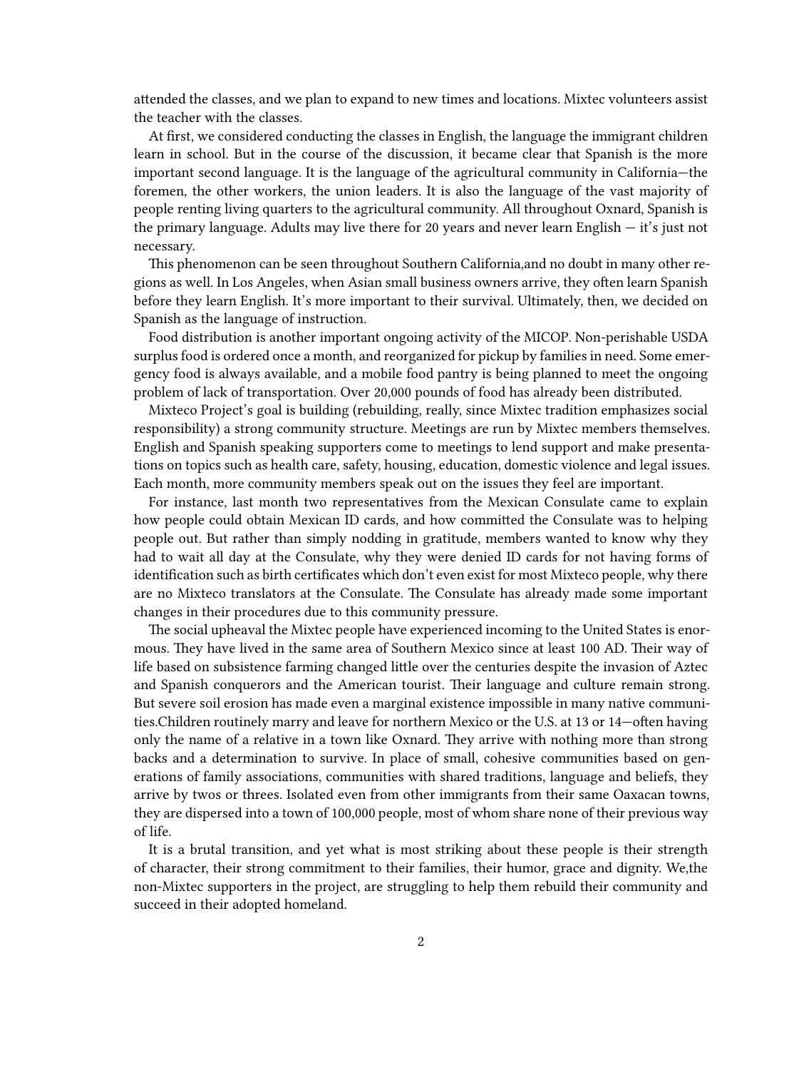attended the classes, and we plan to expand to new times and locations. Mixtec volunteers assist the teacher with the classes.

At first, we considered conducting the classes in English, the language the immigrant children learn in school. But in the course of the discussion, it became clear that Spanish is the more important second language. It is the language of the agricultural community in California—the foremen, the other workers, the union leaders. It is also the language of the vast majority of people renting living quarters to the agricultural community. All throughout Oxnard, Spanish is the primary language. Adults may live there for 20 years and never learn English — it's just not necessary.

This phenomenon can be seen throughout Southern California,and no doubt in many other regions as well. In Los Angeles, when Asian small business owners arrive, they often learn Spanish before they learn English. It's more important to their survival. Ultimately, then, we decided on Spanish as the language of instruction.

Food distribution is another important ongoing activity of the MICOP. Non-perishable USDA surplus food is ordered once a month, and reorganized for pickup by families in need. Some emergency food is always available, and a mobile food pantry is being planned to meet the ongoing problem of lack of transportation. Over 20,000 pounds of food has already been distributed.

Mixteco Project's goal is building (rebuilding, really, since Mixtec tradition emphasizes social responsibility) a strong community structure. Meetings are run by Mixtec members themselves. English and Spanish speaking supporters come to meetings to lend support and make presentations on topics such as health care, safety, housing, education, domestic violence and legal issues. Each month, more community members speak out on the issues they feel are important.

For instance, last month two representatives from the Mexican Consulate came to explain how people could obtain Mexican ID cards, and how committed the Consulate was to helping people out. But rather than simply nodding in gratitude, members wanted to know why they had to wait all day at the Consulate, why they were denied ID cards for not having forms of identification such as birth certificates which don't even exist for most Mixteco people, why there are no Mixteco translators at the Consulate. The Consulate has already made some important changes in their procedures due to this community pressure.

The social upheaval the Mixtec people have experienced incoming to the United States is enormous. They have lived in the same area of Southern Mexico since at least 100 AD. Their way of life based on subsistence farming changed little over the centuries despite the invasion of Aztec and Spanish conquerors and the American tourist. Their language and culture remain strong. But severe soil erosion has made even a marginal existence impossible in many native communities.Children routinely marry and leave for northern Mexico or the U.S. at 13 or 14—often having only the name of a relative in a town like Oxnard. They arrive with nothing more than strong backs and a determination to survive. In place of small, cohesive communities based on generations of family associations, communities with shared traditions, language and beliefs, they arrive by twos or threes. Isolated even from other immigrants from their same Oaxacan towns, they are dispersed into a town of 100,000 people, most of whom share none of their previous way of life.

It is a brutal transition, and yet what is most striking about these people is their strength of character, their strong commitment to their families, their humor, grace and dignity. We,the non-Mixtec supporters in the project, are struggling to help them rebuild their community and succeed in their adopted homeland.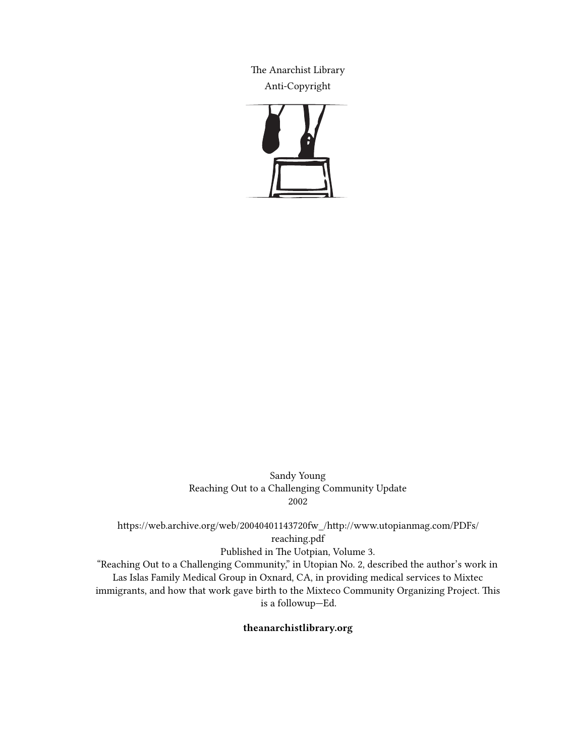The Anarchist Library
Anti-Copyright

Sandy Young
Reaching Out to a Challenging Community Update
2002

https://web.archive.org/web/20040401143720fw_/http://www.utopianmag.com/PDFs/reaching.pdf
Published in The Uotpian, Volume 3.
"Reaching Out to a Challenging Community," in Utopian No. 2, described the author's work in Las Islas Family Medical Group in Oxnard, CA, in providing medical services to Mixtec immigrants, and how that work gave birth to the Mixteco Community Organizing Project. This is a followup—Ed.

**theanarchistlibrary.org**